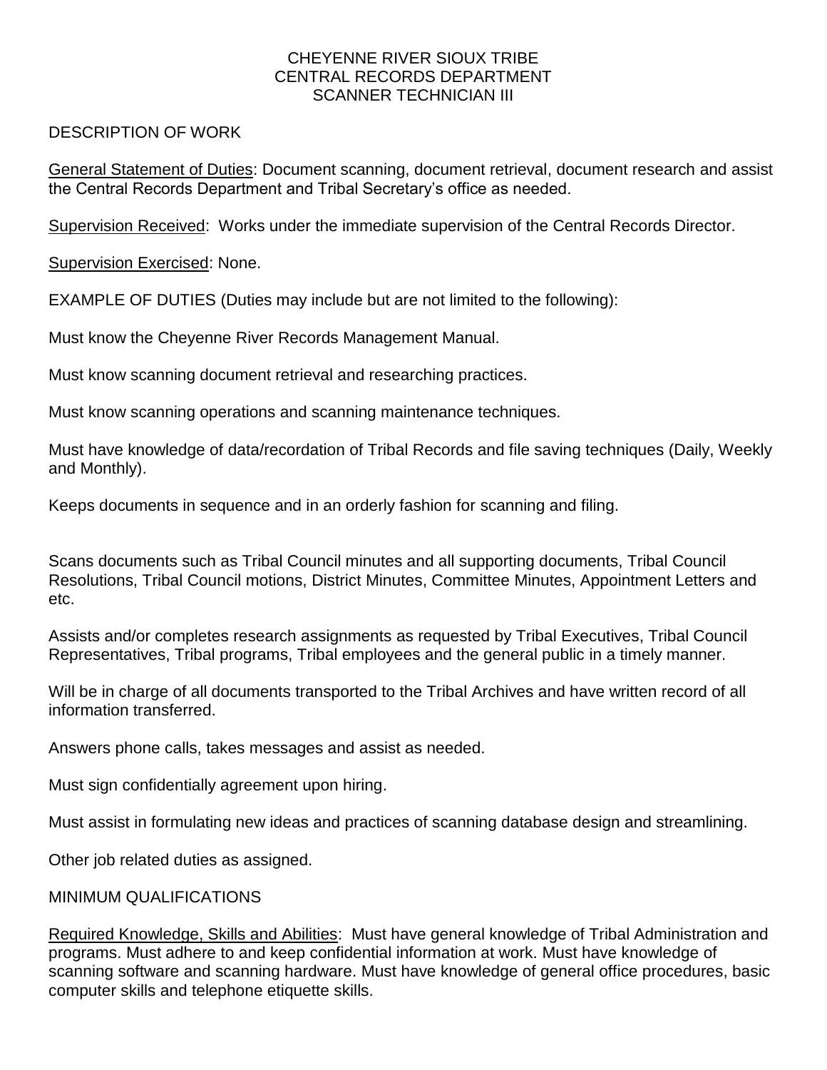# CHEYENNE RIVER SIOUX TRIBE
## CENTRAL RECORDS DEPARTMENT
## SCANNER TECHNICIAN III

DESCRIPTION OF WORK

General Statement of Duties: Document scanning, document retrieval, document research and assist the Central Records Department and Tribal Secretary's office as needed.

Supervision Received: Works under the immediate supervision of the Central Records Director.

Supervision Exercised: None.

EXAMPLE OF DUTIES (Duties may include but are not limited to the following):

Must know the Cheyenne River Records Management Manual.

Must know scanning document retrieval and researching practices.

Must know scanning operations and scanning maintenance techniques.

Must have knowledge of data/recordation of Tribal Records and file saving techniques (Daily, Weekly and Monthly).

Keeps documents in sequence and in an orderly fashion for scanning and filing.

Scans documents such as Tribal Council minutes and all supporting documents, Tribal Council Resolutions, Tribal Council motions, District Minutes, Committee Minutes, Appointment Letters and etc.

Assists and/or completes research assignments as requested by Tribal Executives, Tribal Council Representatives, Tribal programs, Tribal employees and the general public in a timely manner.

Will be in charge of all documents transported to the Tribal Archives and have written record of all information transferred.

Answers phone calls, takes messages and assist as needed.

Must sign confidentially agreement upon hiring.

Must assist in formulating new ideas and practices of scanning database design and streamlining.

Other job related duties as assigned.

MINIMUM QUALIFICATIONS

Required Knowledge, Skills and Abilities: Must have general knowledge of Tribal Administration and programs. Must adhere to and keep confidential information at work. Must have knowledge of scanning software and scanning hardware. Must have knowledge of general office procedures, basic computer skills and telephone etiquette skills.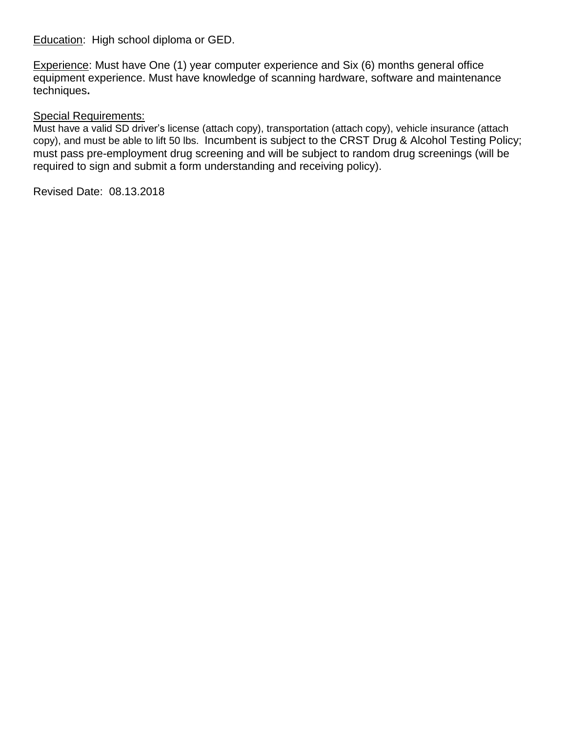Education: High school diploma or GED.

Experience: Must have One (1) year computer experience and Six (6) months general office equipment experience. Must have knowledge of scanning hardware, software and maintenance techniques**.**

Special Requirements:

Must have a valid SD driver's license (attach copy), transportation (attach copy), vehicle insurance (attach copy), and must be able to lift 50 lbs. Incumbent is subject to the CRST Drug & Alcohol Testing Policy; must pass pre-employment drug screening and will be subject to random drug screenings (will be required to sign and submit a form understanding and receiving policy).

Revised Date: 08.13.2018